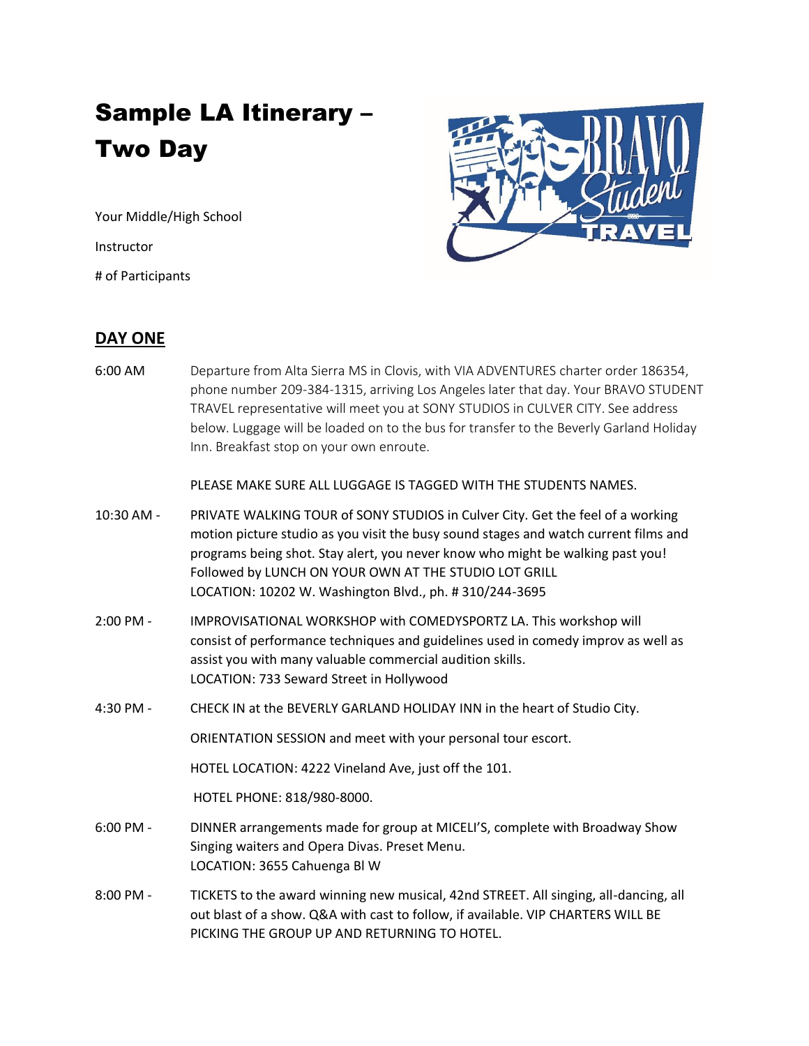# Sample LA Itinerary – Two Day

Your Middle/High School

Instructor

# of Participants

## DAY ONE

6:00 AM — Departure from Alta Sierra MS in Clovis, with VIA ADVENTURES charter order 186354, phone number 209-384-1315, arriving Los Angeles later that day. Your BRAVO STUDENT TRAVEL representative will meet you at SONY STUDIOS in CULVER CITY. See address below. Luggage will be loaded on to the bus for transfer to the Beverly Garland Holiday Inn. Breakfast stop on your own enroute.

PLEASE MAKE SURE ALL LUGGAGE IS TAGGED WITH THE STUDENTS NAMES.

10:30 AM - PRIVATE WALKING TOUR of SONY STUDIOS in Culver City. Get the feel of a working motion picture studio as you visit the busy sound stages and watch current films and programs being shot. Stay alert, you never know who might be walking past you! Followed by LUNCH ON YOUR OWN AT THE STUDIO LOT GRILL
LOCATION: 10202 W. Washington Blvd., ph. # 310/244-3695

2:00 PM - IMPROVISATIONAL WORKSHOP with COMEDYSPORTZ LA. This workshop will consist of performance techniques and guidelines used in comedy improv as well as assist you with many valuable commercial audition skills.
LOCATION: 733 Seward Street in Hollywood

4:30 PM - CHECK IN at the BEVERLY GARLAND HOLIDAY INN in the heart of Studio City.

ORIENTATION SESSION and meet with your personal tour escort.

HOTEL LOCATION: 4222 Vineland Ave, just off the 101.

HOTEL PHONE: 818/980-8000.

6:00 PM - DINNER arrangements made for group at MICELI'S, complete with Broadway Show Singing waiters and Opera Divas. Preset Menu.
LOCATION: 3655 Cahuenga Bl W

8:00 PM - TICKETS to the award winning new musical, 42nd STREET. All singing, all-dancing, all out blast of a show. Q&A with cast to follow, if available. VIP CHARTERS WILL BE PICKING THE GROUP UP AND RETURNING TO HOTEL.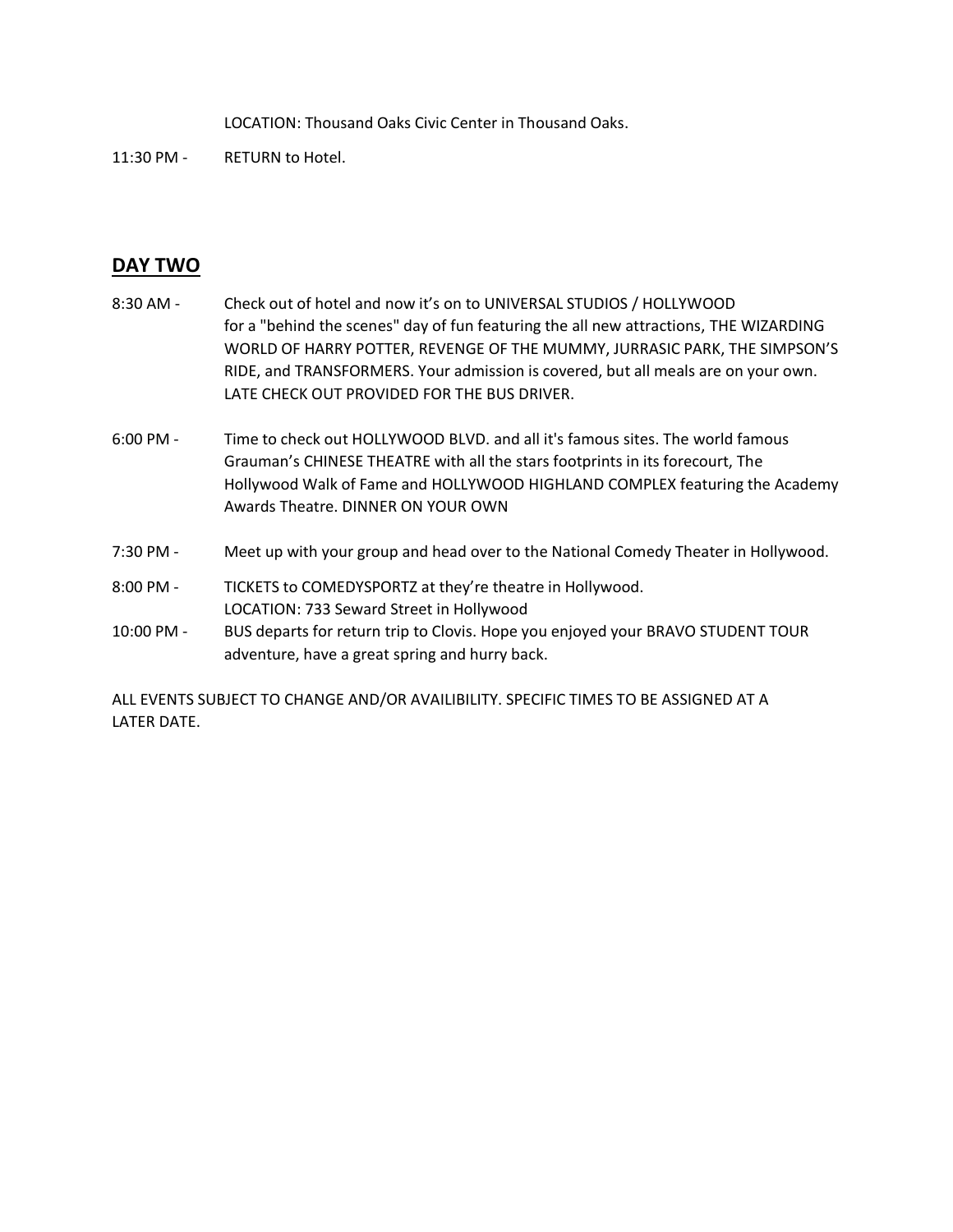LOCATION: Thousand Oaks Civic Center in Thousand Oaks.

11:30 PM - RETURN to Hotel.

## DAY TWO

8:30 AM - Check out of hotel and now it's on to UNIVERSAL STUDIOS / HOLLYWOOD for a "behind the scenes" day of fun featuring the all new attractions, THE WIZARDING WORLD OF HARRY POTTER, REVENGE OF THE MUMMY, JURRASIC PARK, THE SIMPSON'S RIDE, and TRANSFORMERS. Your admission is covered, but all meals are on your own. LATE CHECK OUT PROVIDED FOR THE BUS DRIVER.

6:00 PM - Time to check out HOLLYWOOD BLVD. and all it's famous sites. The world famous Grauman's CHINESE THEATRE with all the stars footprints in its forecourt, The Hollywood Walk of Fame and HOLLYWOOD HIGHLAND COMPLEX featuring the Academy Awards Theatre. DINNER ON YOUR OWN

7:30 PM - Meet up with your group and head over to the National Comedy Theater in Hollywood.

8:00 PM - TICKETS to COMEDYSPORTZ at they're theatre in Hollywood.
LOCATION: 733 Seward Street in Hollywood

10:00 PM - BUS departs for return trip to Clovis. Hope you enjoyed your BRAVO STUDENT TOUR adventure, have a great spring and hurry back.

ALL EVENTS SUBJECT TO CHANGE AND/OR AVAILIBILITY. SPECIFIC TIMES TO BE ASSIGNED AT A LATER DATE.